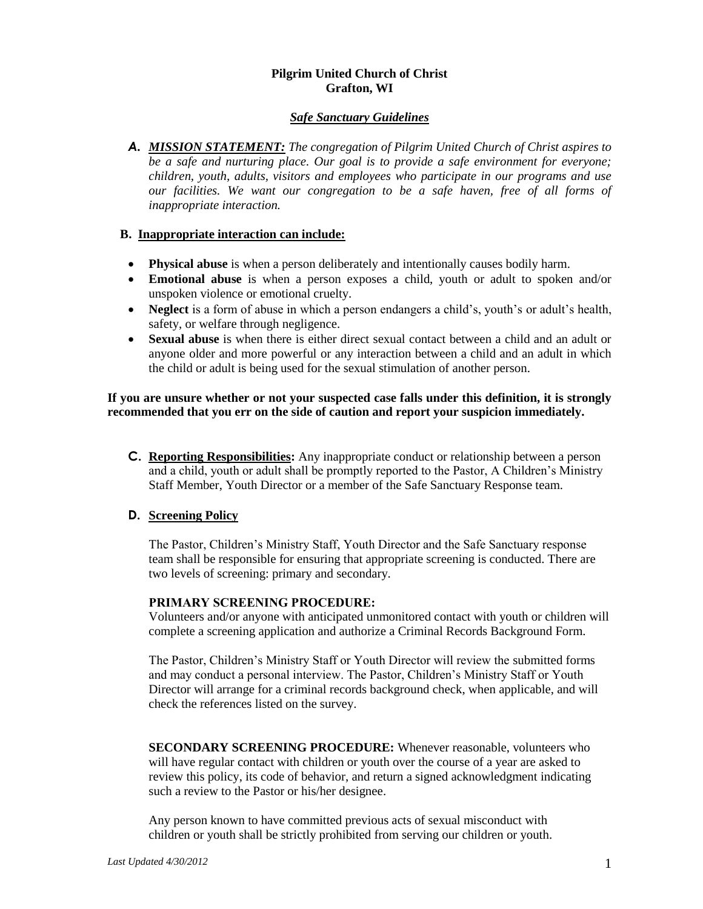**Pilgrim United Church of Christ**
**Grafton, WI**

***Safe Sanctuary Guidelines***

**A.** ***MISSION STATEMENT:*** *The congregation of Pilgrim United Church of Christ aspires to be a safe and nurturing place. Our goal is to provide a safe environment for everyone; children, youth, adults, visitors and employees who participate in our programs and use our facilities. We want our congregation to be a safe haven, free of all forms of inappropriate interaction.*

**B. Inappropriate interaction can include:**

- **Physical abuse** is when a person deliberately and intentionally causes bodily harm.
- **Emotional abuse** is when a person exposes a child, youth or adult to spoken and/or unspoken violence or emotional cruelty.
- **Neglect** is a form of abuse in which a person endangers a child's, youth's or adult's health, safety, or welfare through negligence.
- **Sexual abuse** is when there is either direct sexual contact between a child and an adult or anyone older and more powerful or any interaction between a child and an adult in which the child or adult is being used for the sexual stimulation of another person.

**If you are unsure whether or not your suspected case falls under this definition, it is strongly recommended that you err on the side of caution and report your suspicion immediately.**

**C. Reporting Responsibilities:** Any inappropriate conduct or relationship between a person and a child, youth or adult shall be promptly reported to the Pastor, A Children's Ministry Staff Member, Youth Director or a member of the Safe Sanctuary Response team.

**D. Screening Policy**

The Pastor, Children's Ministry Staff, Youth Director and the Safe Sanctuary response team shall be responsible for ensuring that appropriate screening is conducted. There are two levels of screening: primary and secondary.

**PRIMARY SCREENING PROCEDURE:**
Volunteers and/or anyone with anticipated unmonitored contact with youth or children will complete a screening application and authorize a Criminal Records Background Form.

The Pastor, Children's Ministry Staff or Youth Director will review the submitted forms and may conduct a personal interview. The Pastor, Children's Ministry Staff or Youth Director will arrange for a criminal records background check, when applicable, and will check the references listed on the survey.

**SECONDARY SCREENING PROCEDURE:** Whenever reasonable, volunteers who will have regular contact with children or youth over the course of a year are asked to review this policy, its code of behavior, and return a signed acknowledgment indicating such a review to the Pastor or his/her designee.

Any person known to have committed previous acts of sexual misconduct with children or youth shall be strictly prohibited from serving our children or youth.

*Last Updated 4/30/2012*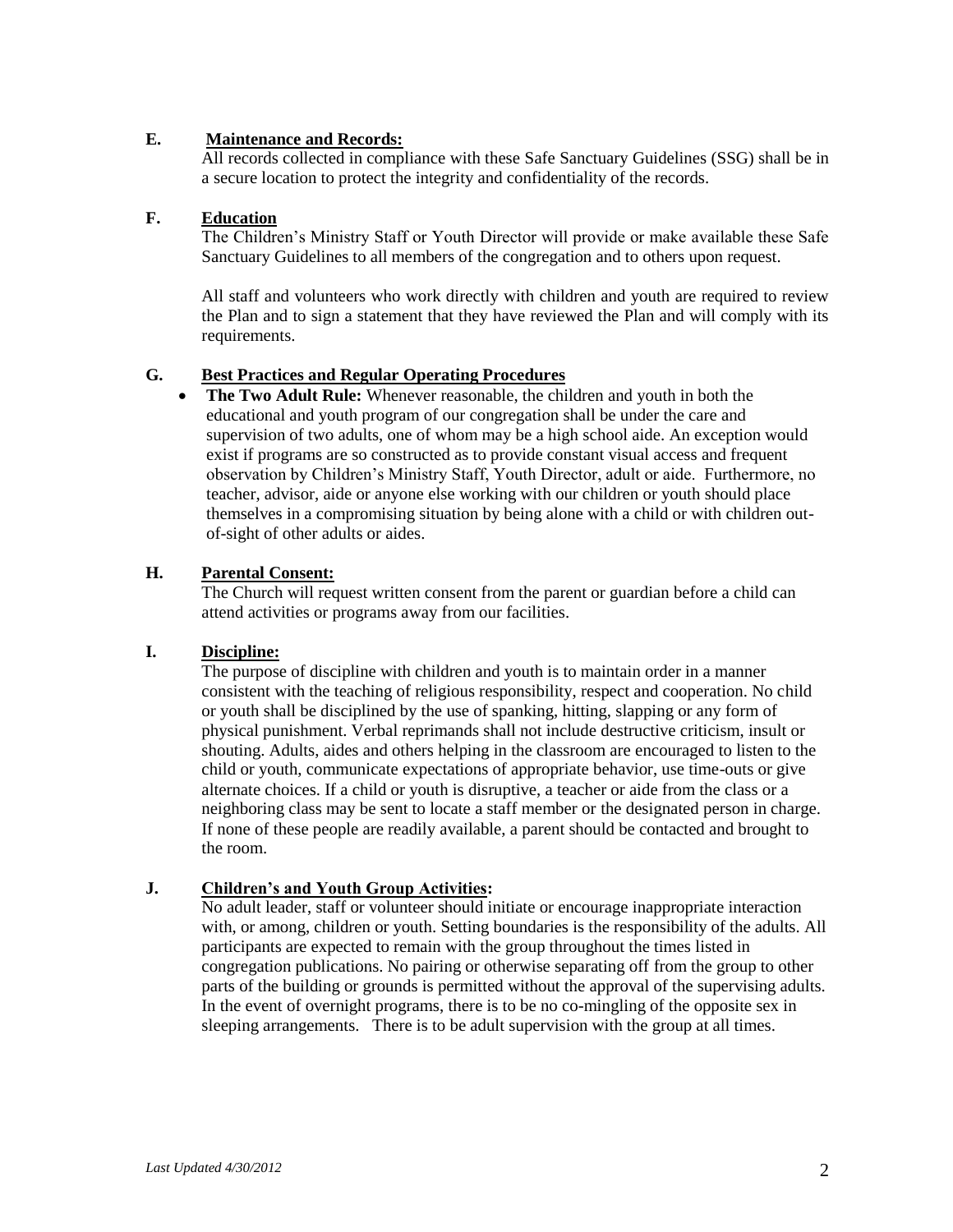**E. Maintenance and Records:**

All records collected in compliance with these Safe Sanctuary Guidelines (SSG) shall be in a secure location to protect the integrity and confidentiality of the records.

**F. Education**

The Children's Ministry Staff or Youth Director will provide or make available these Safe Sanctuary Guidelines to all members of the congregation and to others upon request.

All staff and volunteers who work directly with children and youth are required to review the Plan and to sign a statement that they have reviewed the Plan and will comply with its requirements.

**G. Best Practices and Regular Operating Procedures**

- **The Two Adult Rule:** Whenever reasonable, the children and youth in both the educational and youth program of our congregation shall be under the care and supervision of two adults, one of whom may be a high school aide. An exception would exist if programs are so constructed as to provide constant visual access and frequent observation by Children's Ministry Staff, Youth Director, adult or aide. Furthermore, no teacher, advisor, aide or anyone else working with our children or youth should place themselves in a compromising situation by being alone with a child or with children out-of-sight of other adults or aides.

**H. Parental Consent:**

The Church will request written consent from the parent or guardian before a child can attend activities or programs away from our facilities.

**I. Discipline:**

The purpose of discipline with children and youth is to maintain order in a manner consistent with the teaching of religious responsibility, respect and cooperation. No child or youth shall be disciplined by the use of spanking, hitting, slapping or any form of physical punishment. Verbal reprimands shall not include destructive criticism, insult or shouting. Adults, aides and others helping in the classroom are encouraged to listen to the child or youth, communicate expectations of appropriate behavior, use time-outs or give alternate choices. If a child or youth is disruptive, a teacher or aide from the class or a neighboring class may be sent to locate a staff member or the designated person in charge. If none of these people are readily available, a parent should be contacted and brought to the room.

**J. Children's and Youth Group Activities:**

No adult leader, staff or volunteer should initiate or encourage inappropriate interaction with, or among, children or youth. Setting boundaries is the responsibility of the adults. All participants are expected to remain with the group throughout the times listed in congregation publications. No pairing or otherwise separating off from the group to other parts of the building or grounds is permitted without the approval of the supervising adults. In the event of overnight programs, there is to be no co-mingling of the opposite sex in sleeping arrangements. There is to be adult supervision with the group at all times.

*Last Updated 4/30/2012*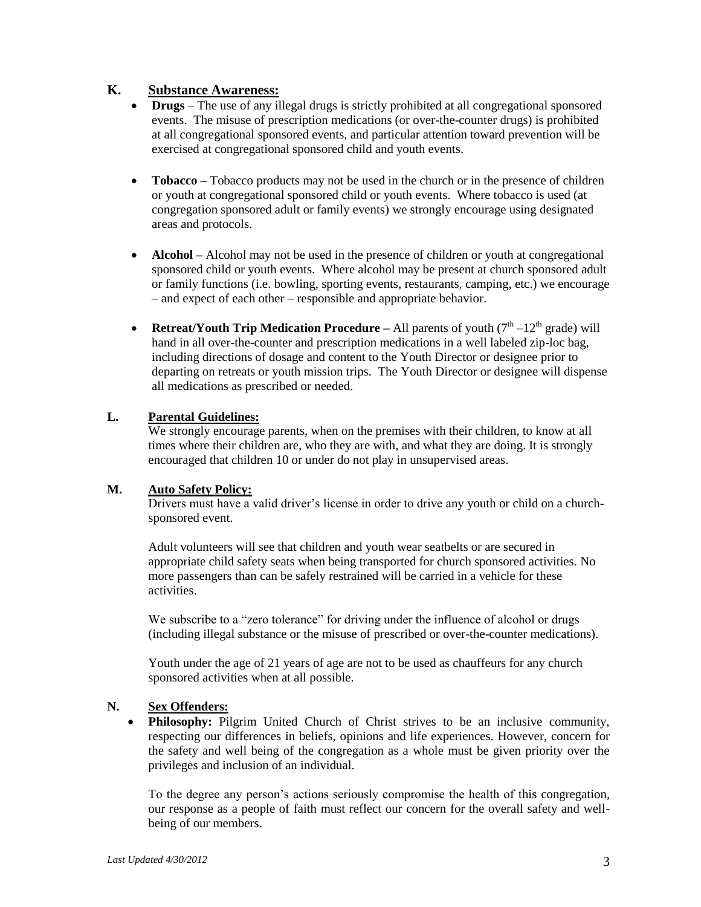## K. Substance Awareness:

- **Drugs** – The use of any illegal drugs is strictly prohibited at all congregational sponsored events. The misuse of prescription medications (or over-the-counter drugs) is prohibited at all congregational sponsored events, and particular attention toward prevention will be exercised at congregational sponsored child and youth events.

- **Tobacco –** Tobacco products may not be used in the church or in the presence of children or youth at congregational sponsored child or youth events. Where tobacco is used (at congregation sponsored adult or family events) we strongly encourage using designated areas and protocols.

- **Alcohol –** Alcohol may not be used in the presence of children or youth at congregational sponsored child or youth events. Where alcohol may be present at church sponsored adult or family functions (i.e. bowling, sporting events, restaurants, camping, etc.) we encourage – and expect of each other – responsible and appropriate behavior.

- **Retreat/Youth Trip Medication Procedure –** All parents of youth (7th –12th grade) will hand in all over-the-counter and prescription medications in a well labeled zip-loc bag, including directions of dosage and content to the Youth Director or designee prior to departing on retreats or youth mission trips. The Youth Director or designee will dispense all medications as prescribed or needed.

## L. Parental Guidelines:

We strongly encourage parents, when on the premises with their children, to know at all times where their children are, who they are with, and what they are doing. It is strongly encouraged that children 10 or under do not play in unsupervised areas.

## M. Auto Safety Policy:

Drivers must have a valid driver's license in order to drive any youth or child on a church-sponsored event.

Adult volunteers will see that children and youth wear seatbelts or are secured in appropriate child safety seats when being transported for church sponsored activities. No more passengers than can be safely restrained will be carried in a vehicle for these activities.

We subscribe to a "zero tolerance" for driving under the influence of alcohol or drugs (including illegal substance or the misuse of prescribed or over-the-counter medications).

Youth under the age of 21 years of age are not to be used as chauffeurs for any church sponsored activities when at all possible.

## N. Sex Offenders:

- **Philosophy:** Pilgrim United Church of Christ strives to be an inclusive community, respecting our differences in beliefs, opinions and life experiences. However, concern for the safety and well being of the congregation as a whole must be given priority over the privileges and inclusion of an individual.

  To the degree any person's actions seriously compromise the health of this congregation, our response as a people of faith must reflect our concern for the overall safety and well-being of our members.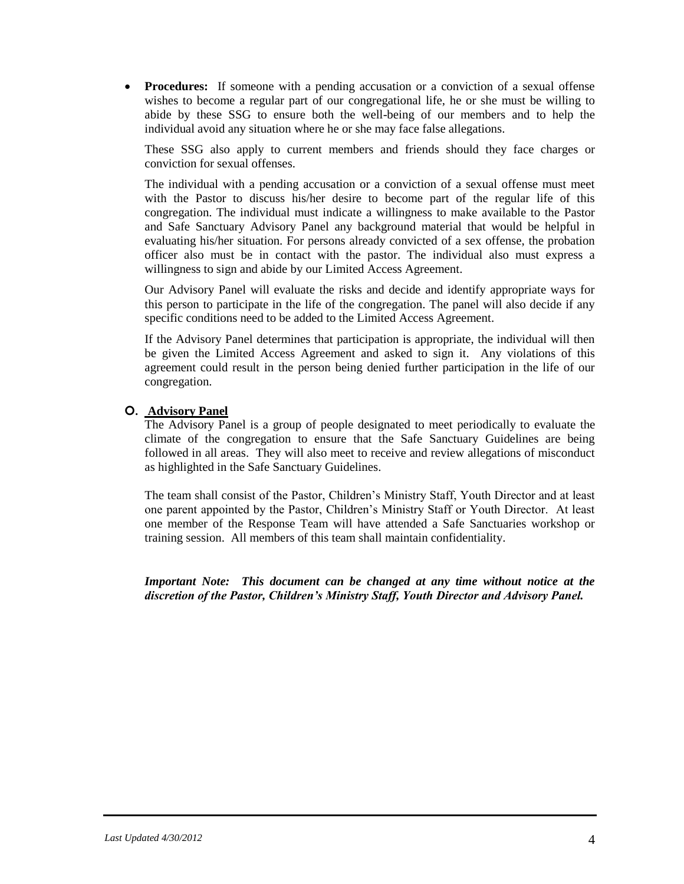- **Procedures:** If someone with a pending accusation or a conviction of a sexual offense wishes to become a regular part of our congregational life, he or she must be willing to abide by these SSG to ensure both the well-being of our members and to help the individual avoid any situation where he or she may face false allegations.

  These SSG also apply to current members and friends should they face charges or conviction for sexual offenses.

  The individual with a pending accusation or a conviction of a sexual offense must meet with the Pastor to discuss his/her desire to become part of the regular life of this congregation. The individual must indicate a willingness to make available to the Pastor and Safe Sanctuary Advisory Panel any background material that would be helpful in evaluating his/her situation. For persons already convicted of a sex offense, the probation officer also must be in contact with the pastor. The individual also must express a willingness to sign and abide by our Limited Access Agreement.

  Our Advisory Panel will evaluate the risks and decide and identify appropriate ways for this person to participate in the life of the congregation. The panel will also decide if any specific conditions need to be added to the Limited Access Agreement.

  If the Advisory Panel determines that participation is appropriate, the individual will then be given the Limited Access Agreement and asked to sign it. Any violations of this agreement could result in the person being denied further participation in the life of our congregation.

### O. Advisory Panel

The Advisory Panel is a group of people designated to meet periodically to evaluate the climate of the congregation to ensure that the Safe Sanctuary Guidelines are being followed in all areas. They will also meet to receive and review allegations of misconduct as highlighted in the Safe Sanctuary Guidelines.

The team shall consist of the Pastor, Children's Ministry Staff, Youth Director and at least one parent appointed by the Pastor, Children's Ministry Staff or Youth Director. At least one member of the Response Team will have attended a Safe Sanctuaries workshop or training session. All members of this team shall maintain confidentiality.

***Important Note: This document can be changed at any time without notice at the discretion of the Pastor, Children's Ministry Staff, Youth Director and Advisory Panel.***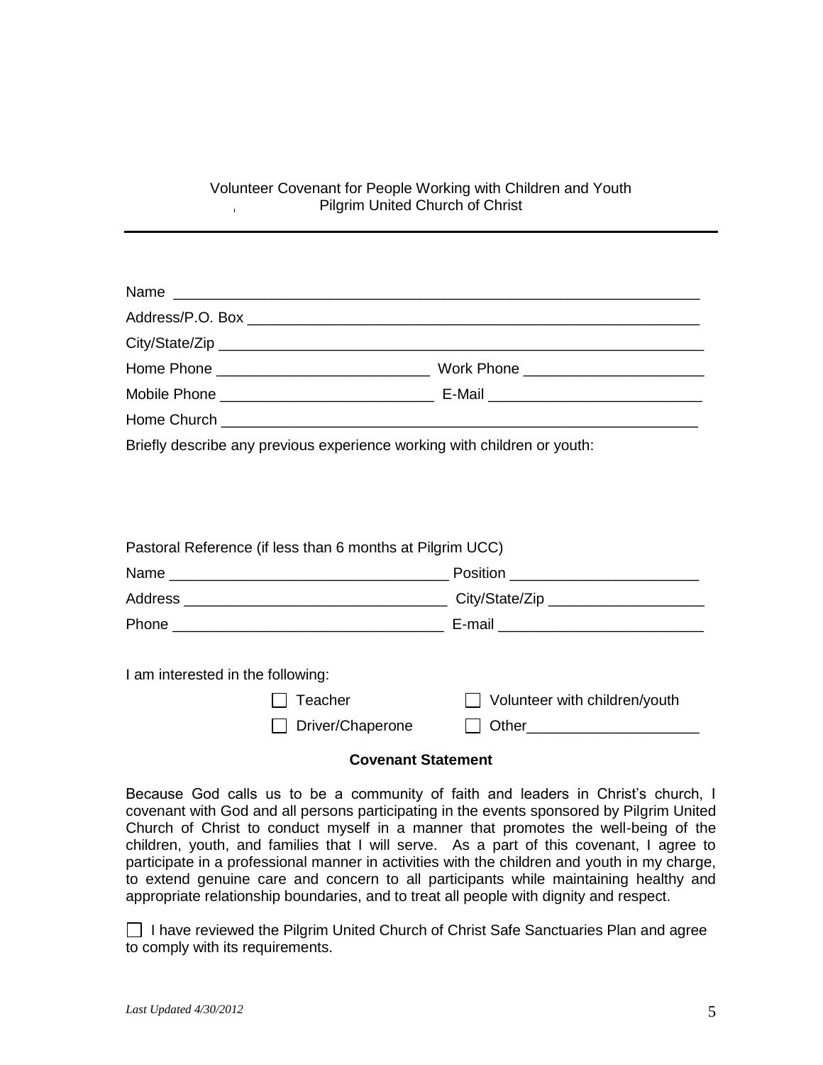Volunteer Covenant for People Working with Children and Youth
Pilgrim United Church of Christ

---

Name ____________________________________________________________

Address/P.O. Box ____________________________________________________

City/State/Zip ______________________________________________________

Home Phone __________________________ Work Phone ______________________

Mobile Phone __________________________ E-Mail __________________________

Home Church _______________________________________________________

Briefly describe any previous experience working with children or youth:

Pastoral Reference (if less than 6 months at Pilgrim UCC)

Name _________________________________ Position _______________________

Address ________________________________ City/State/Zip ___________________

Phone _________________________________ E-mail _________________________

I am interested in the following:

☐ Teacher ☐ Volunteer with children/youth

☐ Driver/Chaperone ☐ Other_____________________

**Covenant Statement**

Because God calls us to be a community of faith and leaders in Christ's church, I covenant with God and all persons participating in the events sponsored by Pilgrim United Church of Christ to conduct myself in a manner that promotes the well-being of the children, youth, and families that I will serve. As a part of this covenant, I agree to participate in a professional manner in activities with the children and youth in my charge, to extend genuine care and concern to all participants while maintaining healthy and appropriate relationship boundaries, and to treat all people with dignity and respect.

☐ I have reviewed the Pilgrim United Church of Christ Safe Sanctuaries Plan and agree to comply with its requirements.

*Last Updated 4/30/2012*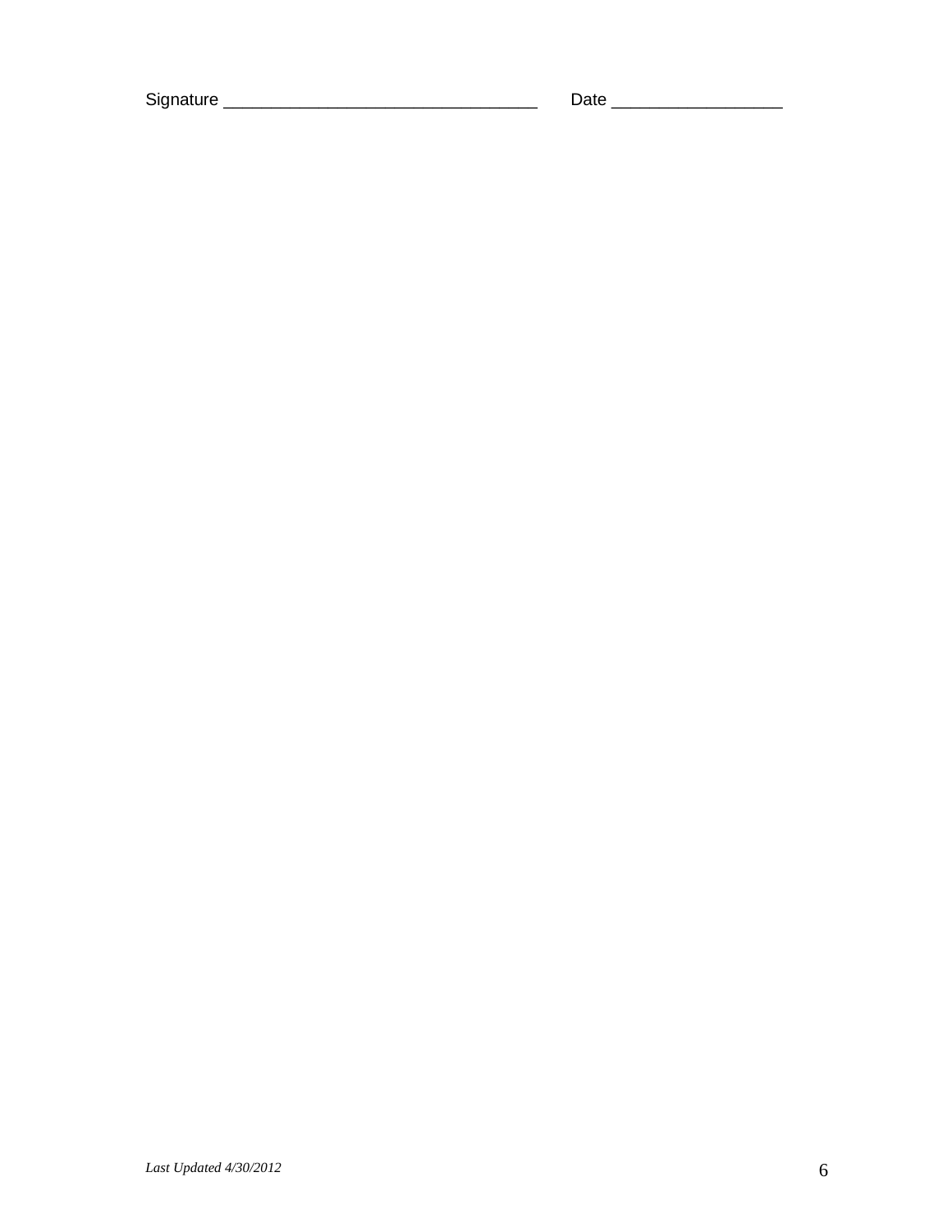Signature ________________________________ Date _________________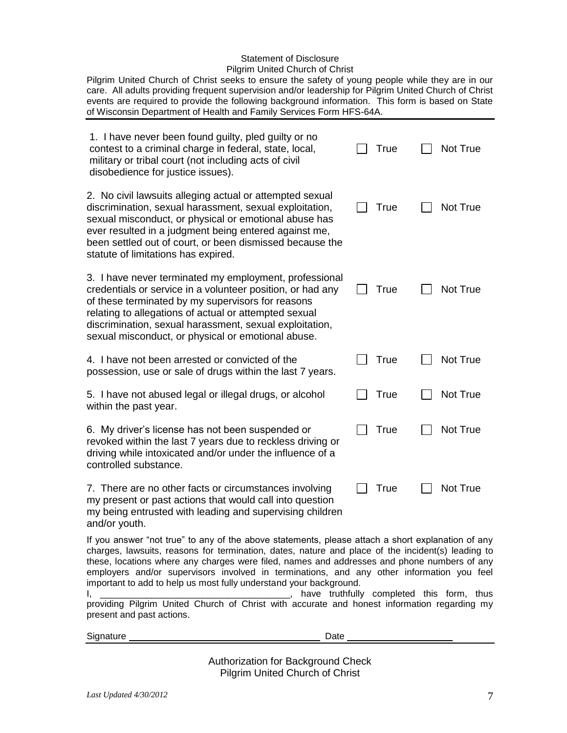## Statement of Disclosure
## Pilgrim United Church of Christ

Pilgrim United Church of Christ seeks to ensure the safety of young people while they are in our care. All adults providing frequent supervision and/or leadership for Pilgrim United Church of Christ events are required to provide the following background information. This form is based on State of Wisconsin Department of Health and Family Services Form HFS-64A.

---

| Statement | True | Not True |
|---|---|---|
| 1. I have never been found guilty, pled guilty or no contest to a criminal charge in federal, state, local, military or tribal court (not including acts of civil disobedience for justice issues). | ☐ True | ☐ Not True |
| 2. No civil lawsuits alleging actual or attempted sexual discrimination, sexual harassment, sexual exploitation, sexual misconduct, or physical or emotional abuse has ever resulted in a judgment being entered against me, been settled out of court, or been dismissed because the statute of limitations has expired. | ☐ True | ☐ Not True |
| 3. I have never terminated my employment, professional credentials or service in a volunteer position, or had any of these terminated by my supervisors for reasons relating to allegations of actual or attempted sexual discrimination, sexual harassment, sexual exploitation, sexual misconduct, or physical or emotional abuse. | ☐ True | ☐ Not True |
| 4. I have not been arrested or convicted of the possession, use or sale of drugs within the last 7 years. | ☐ True | ☐ Not True |
| 5. I have not abused legal or illegal drugs, or alcohol within the past year. | ☐ True | ☐ Not True |
| 6. My driver's license has not been suspended or revoked within the last 7 years due to reckless driving or driving while intoxicated and/or under the influence of a controlled substance. | ☐ True | ☐ Not True |
| 7. There are no other facts or circumstances involving my present or past actions that would call into question my being entrusted with leading and supervising children and/or youth. | ☐ True | ☐ Not True |

If you answer "not true" to any of the above statements, please attach a short explanation of any charges, lawsuits, reasons for termination, dates, nature and place of the incident(s) leading to these, locations where any charges were filed, names and addresses and phone numbers of any employers and/or supervisors involved in terminations, and any other information you feel important to add to help us most fully understand your background.

I, ____________________________________, have truthfully completed this form, thus providing Pilgrim United Church of Christ with accurate and honest information regarding my present and past actions.

Signature ____________________________________ Date ____________________

---

## Authorization for Background Check
## Pilgrim United Church of Christ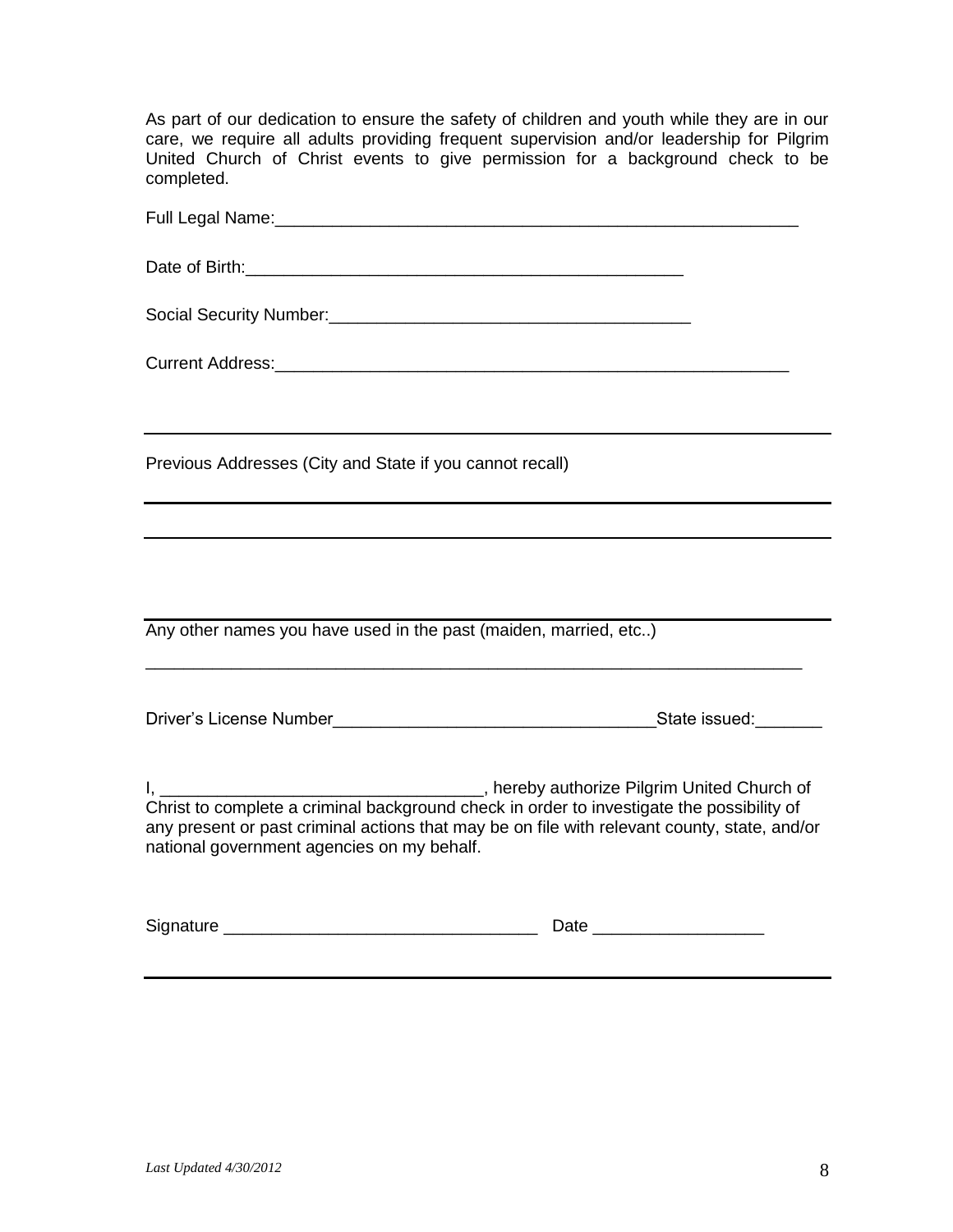As part of our dedication to ensure the safety of children and youth while they are in our care, we require all adults providing frequent supervision and/or leadership for Pilgrim United Church of Christ events to give permission for a background check to be completed.

Full Legal Name:_______________________________________________________

Date of Birth:______________________________________________

Social Security Number:____________________________________

Current Address:______________________________________________________

___

Previous Addresses (City and State if you cannot recall)

___

___

___

Any other names you have used in the past (maiden, married, etc..)

_____________________________________________________________________

Driver's License Number__________________________________State issued:_______

I, _________________________________, hereby authorize Pilgrim United Church of Christ to complete a criminal background check in order to investigate the possibility of any present or past criminal actions that may be on file with relevant county, state, and/or national government agencies on my behalf.

Signature ________________________________ Date _________________

*Last Updated 4/30/2012*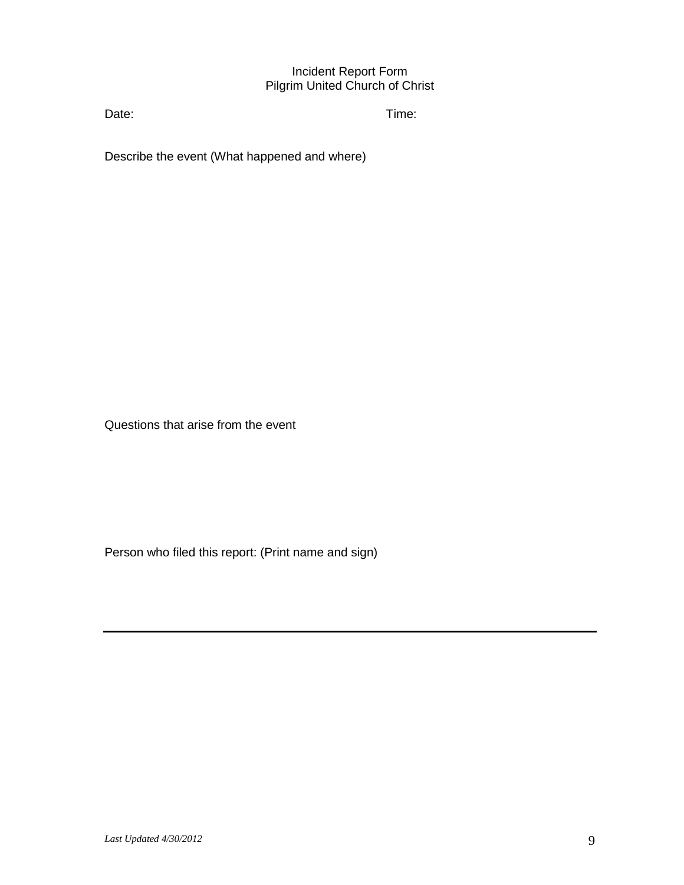Incident Report Form
Pilgrim United Church of Christ

Date: Time:

Describe the event (What happened and where)

Questions that arise from the event

Person who filed this report: (Print name and sign)

---

*Last Updated 4/30/2012*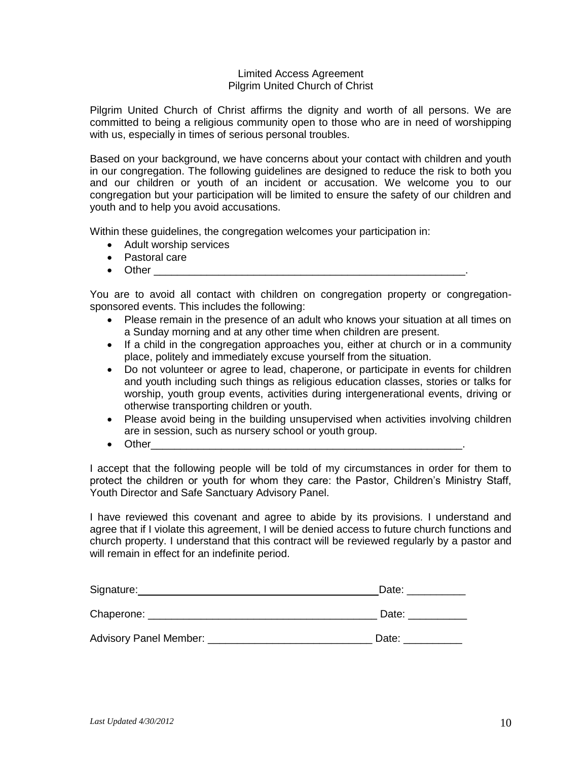# Limited Access Agreement
## Pilgrim United Church of Christ

Pilgrim United Church of Christ affirms the dignity and worth of all persons. We are committed to being a religious community open to those who are in need of worshipping with us, especially in times of serious personal troubles.

Based on your background, we have concerns about your contact with children and youth in our congregation. The following guidelines are designed to reduce the risk to both you and our children or youth of an incident or accusation. We welcome you to our congregation but your participation will be limited to ensure the safety of our children and youth and to help you avoid accusations.

Within these guidelines, the congregation welcomes your participation in:

- Adult worship services
- Pastoral care
- Other ______________________________________________________.

You are to avoid all contact with children on congregation property or congregation-sponsored events. This includes the following:

- Please remain in the presence of an adult who knows your situation at all times on a Sunday morning and at any other time when children are present.
- If a child in the congregation approaches you, either at church or in a community place, politely and immediately excuse yourself from the situation.
- Do not volunteer or agree to lead, chaperone, or participate in events for children and youth including such things as religious education classes, stories or talks for worship, youth group events, activities during intergenerational events, driving or otherwise transporting children or youth.
- Please avoid being in the building unsupervised when activities involving children are in session, such as nursery school or youth group.
- Other_______________________________________________________.

I accept that the following people will be told of my circumstances in order for them to protect the children or youth for whom they care: the Pastor, Children's Ministry Staff, Youth Director and Safe Sanctuary Advisory Panel.

I have reviewed this covenant and agree to abide by its provisions. I understand and agree that if I violate this agreement, I will be denied access to future church functions and church property. I understand that this contract will be reviewed regularly by a pastor and will remain in effect for an indefinite period.

Signature:___________________________________________ Date: __________

Chaperone: ______________________________________ Date: __________

Advisory Panel Member: ___________________________ Date: __________

*Last Updated 4/30/2012*